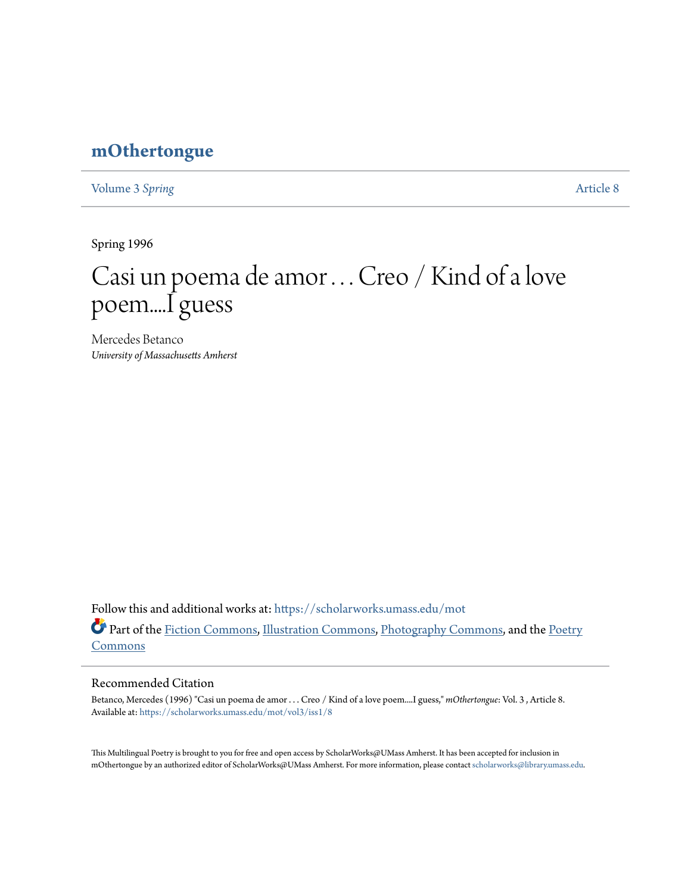# mOthertongue

Volume 3 *Spring* | Article 8

Spring 1996

## Casi un poema de amor . . . Creo / Kind of a love poem....I guess

Mercedes Betanco
*University of Massachusetts Amherst*

Follow this and additional works at: https://scholarworks.umass.edu/mot

Part of the Fiction Commons, Illustration Commons, Photography Commons, and the Poetry Commons

### Recommended Citation

Betanco, Mercedes (1996) "Casi un poema de amor . . . Creo / Kind of a love poem....I guess," *mOthertongue*: Vol. 3 , Article 8.
Available at: https://scholarworks.umass.edu/mot/vol3/iss1/8

This Multilingual Poetry is brought to you for free and open access by ScholarWorks@UMass Amherst. It has been accepted for inclusion in mOthertongue by an authorized editor of ScholarWorks@UMass Amherst. For more information, please contact scholarworks@library.umass.edu.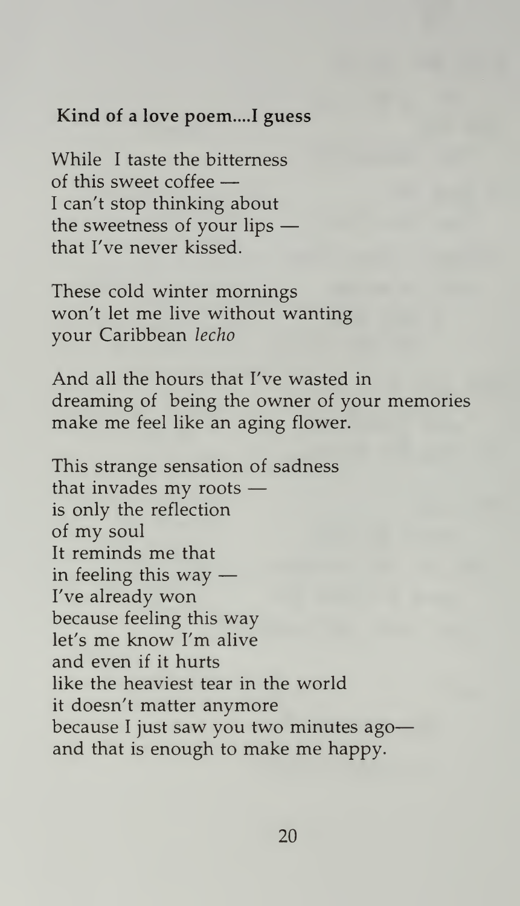**Kind of a love poem....I guess**

While I taste the bitterness
of this sweet coffee —
I can't stop thinking about
the sweetness of your lips —
that I've never kissed.

These cold winter mornings
won't let me live without wanting
your Caribbean *lecho*

And all the hours that I've wasted in
dreaming of being the owner of your memories
make me feel like an aging flower.

This strange sensation of sadness
that invades my roots —
is only the reflection
of my soul
It reminds me that
in feeling this way —
I've already won
because feeling this way
let's me know I'm alive
and even if it hurts
like the heaviest tear in the world
it doesn't matter anymore
because I just saw you two minutes ago—
and that is enough to make me happy.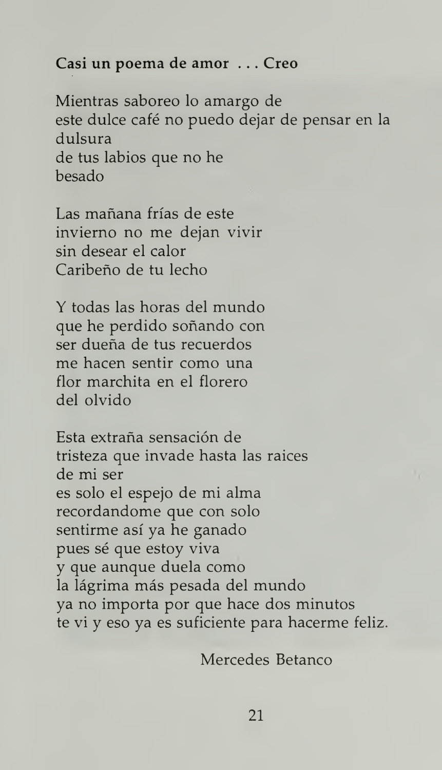**Casi un poema de amor . . . Creo**

Mientras saboreo lo amargo de  
este dulce café no puedo dejar de pensar en la  
dulsura  
de tus labios que no he  
besado

Las mañana frías de este  
invierno no me dejan vivir  
sin desear el calor  
Caribeño de tu lecho

Y todas las horas del mundo  
que he perdido soñando con  
ser dueña de tus recuerdos  
me hacen sentir como una  
flor marchita en el florero  
del olvido

Esta extraña sensación de  
tristeza que invade hasta las raices  
de mi ser  
es solo el espejo de mi alma  
recordandome que con solo  
sentirme así ya he ganado  
pues sé que estoy viva  
y que aunque duela como  
la lágrima más pesada del mundo  
ya no importa por que hace dos minutos  
te vi y eso ya es suficiente para hacerme feliz.

Mercedes Betanco